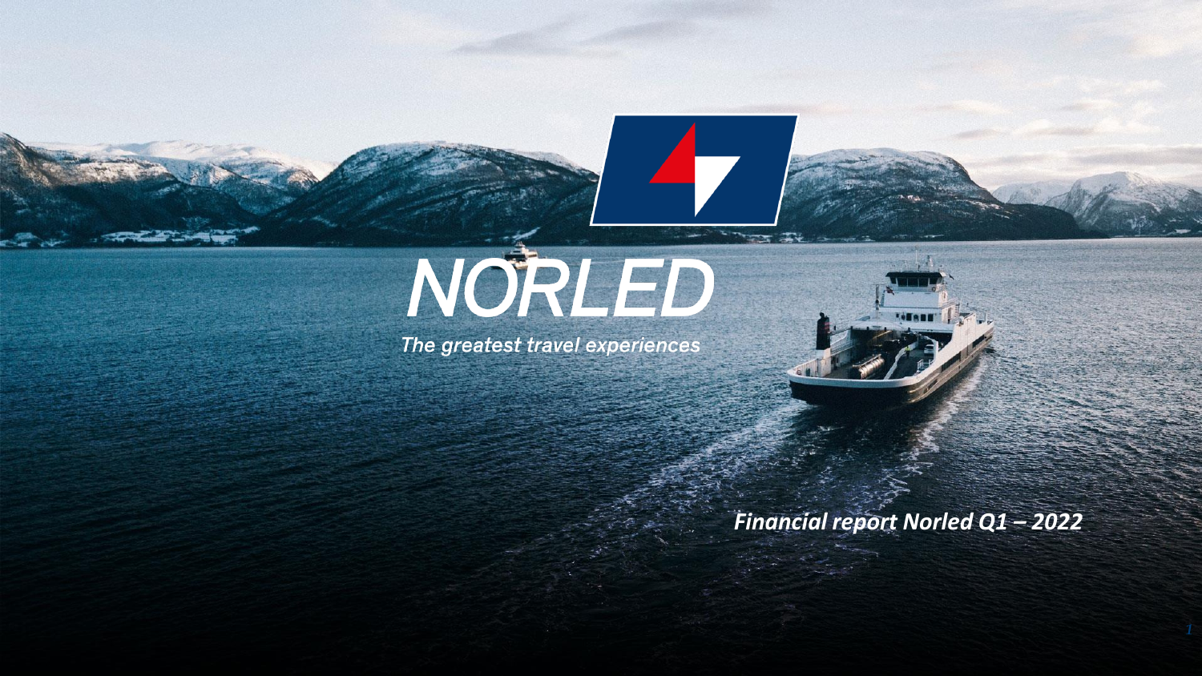# NORLED

*The greatest travel experiences*

***Financial report Norled Q1 – 2022***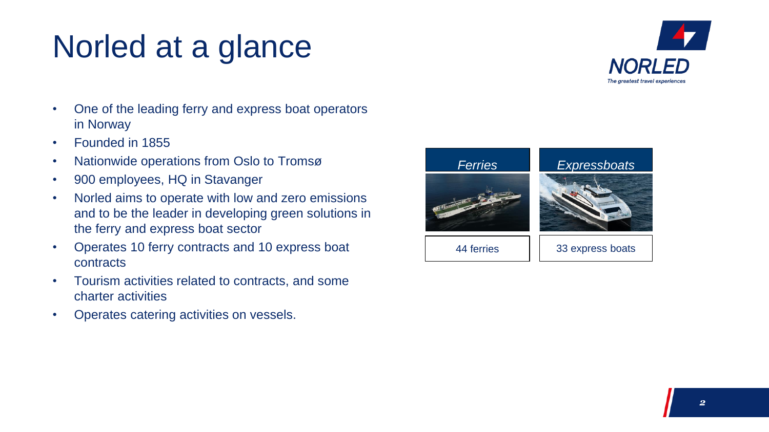# Norled at a glance

- One of the leading ferry and express boat operators in Norway
- Founded in 1855
- Nationwide operations from Oslo to Tromsø
- 900 employees, HQ in Stavanger
- Norled aims to operate with low and zero emissions and to be the leader in developing green solutions in the ferry and express boat sector
- Operates 10 ferry contracts and 10 express boat contracts
- Tourism activities related to contracts, and some charter activities
- Operates catering activities on vessels.

| *Ferries* | *Expressboats* |
| --- | --- |
| 44 ferries | 33 express boats |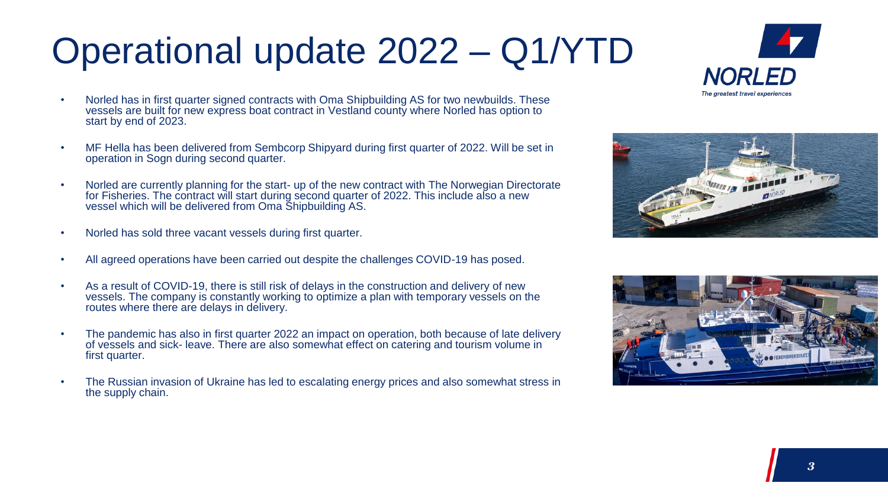# Operational update 2022 – Q1/YTD

- Norled has in first quarter signed contracts with Oma Shipbuilding AS for two newbuilds. These vessels are built for new express boat contract in Vestland county where Norled has option to start by end of 2023.
- MF Hella has been delivered from Sembcorp Shipyard during first quarter of 2022. Will be set in operation in Sogn during second quarter.
- Norled are currently planning for the start- up of the new contract with The Norwegian Directorate for Fisheries. The contract will start during second quarter of 2022. This include also a new vessel which will be delivered from Oma Shipbuilding AS.
- Norled has sold three vacant vessels during first quarter.
- All agreed operations have been carried out despite the challenges COVID-19 has posed.
- As a result of COVID-19, there is still risk of delays in the construction and delivery of new vessels. The company is constantly working to optimize a plan with temporary vessels on the routes where there are delays in delivery.
- The pandemic has also in first quarter 2022 an impact on operation, both because of late delivery of vessels and sick- leave. There are also somewhat effect on catering and tourism volume in first quarter.
- The Russian invasion of Ukraine has led to escalating energy prices and also somewhat stress in the supply chain.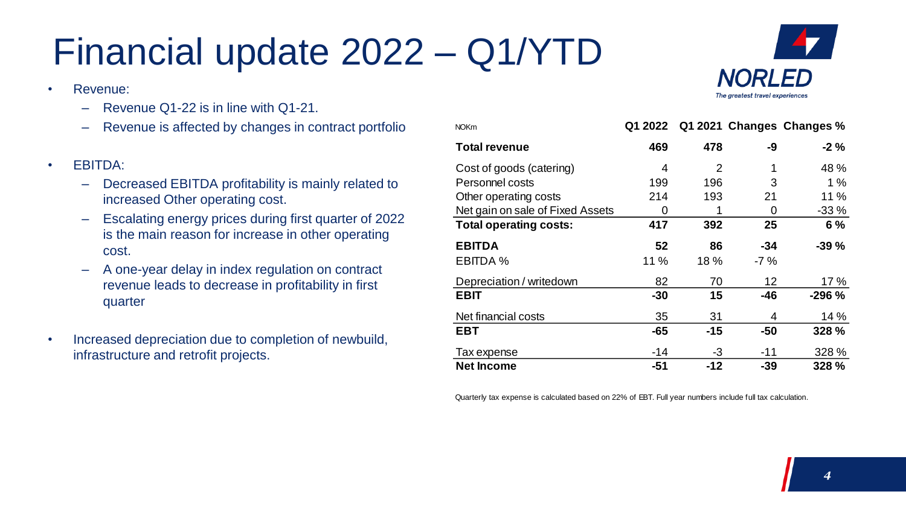# Financial update 2022 – Q1/YTD

- Revenue:
  - Revenue Q1-22 is in line with Q1-21.
  - Revenue is affected by changes in contract portfolio
- EBITDA:
  - Decreased EBITDA profitability is mainly related to increased Other operating cost.
  - Escalating energy prices during first quarter of 2022 is the main reason for increase in other operating cost.
  - A one-year delay in index regulation on contract revenue leads to decrease in profitability in first quarter
- Increased depreciation due to completion of newbuild, infrastructure and retrofit projects.

| NOKm | Q1 2022 | Q1 2021 | Changes | Changes % |
|---|---|---|---|---|
| **Total revenue** | **469** | **478** | **-9** | **-2 %** |
| Cost of goods (catering) | 4 | 2 | 1 | 48 % |
| Personnel costs | 199 | 196 | 3 | 1 % |
| Other operating costs | 214 | 193 | 21 | 11 % |
| Net gain on sale of Fixed Assets | 0 | 1 | 0 | -33 % |
| **Total operating costs:** | **417** | **392** | **25** | **6 %** |
| **EBITDA** | **52** | **86** | **-34** | **-39 %** |
| EBITDA % | 11 % | 18 % | -7 % | |
| Depreciation / writedown | 82 | 70 | 12 | 17 % |
| **EBIT** | **-30** | **15** | **-46** | **-296 %** |
| Net financial costs | 35 | 31 | 4 | 14 % |
| **EBT** | **-65** | **-15** | **-50** | **328 %** |
| Tax expense | -14 | -3 | -11 | 328 % |
| **Net Income** | **-51** | **-12** | **-39** | **328 %** |

Quarterly tax expense is calculated based on 22% of EBT. Full year numbers include full tax calculation.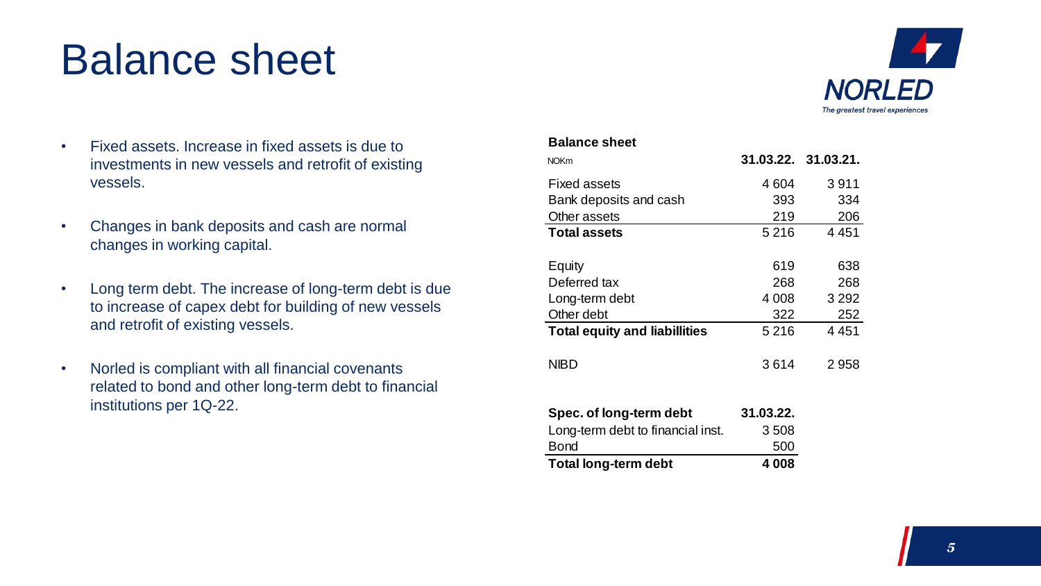# Balance sheet

- Fixed assets. Increase in fixed assets is due to investments in new vessels and retrofit of existing vessels.
- Changes in bank deposits and cash are normal changes in working capital.
- Long term debt. The increase of long-term debt is due to increase of capex debt for building of new vessels and retrofit of existing vessels.
- Norled is compliant with all financial covenants related to bond and other long-term debt to financial institutions per 1Q-22.

**Balance sheet**

| NOKm | 31.03.22. | 31.03.21. |
|---|---|---|
| Fixed assets | 4 604 | 3 911 |
| Bank deposits and cash | 393 | 334 |
| Other assets | 219 | 206 |
| **Total assets** | 5 216 | 4 451 |
| Equity | 619 | 638 |
| Deferred tax | 268 | 268 |
| Long-term debt | 4 008 | 3 292 |
| Other debt | 322 | 252 |
| **Total equity and liabillities** | 5 216 | 4 451 |
| NIBD | 3 614 | 2 958 |

| Spec. of long-term debt | 31.03.22. |
|---|---|
| Long-term debt to financial inst. | 3 508 |
| Bond | 500 |
| **Total long-term debt** | **4 008** |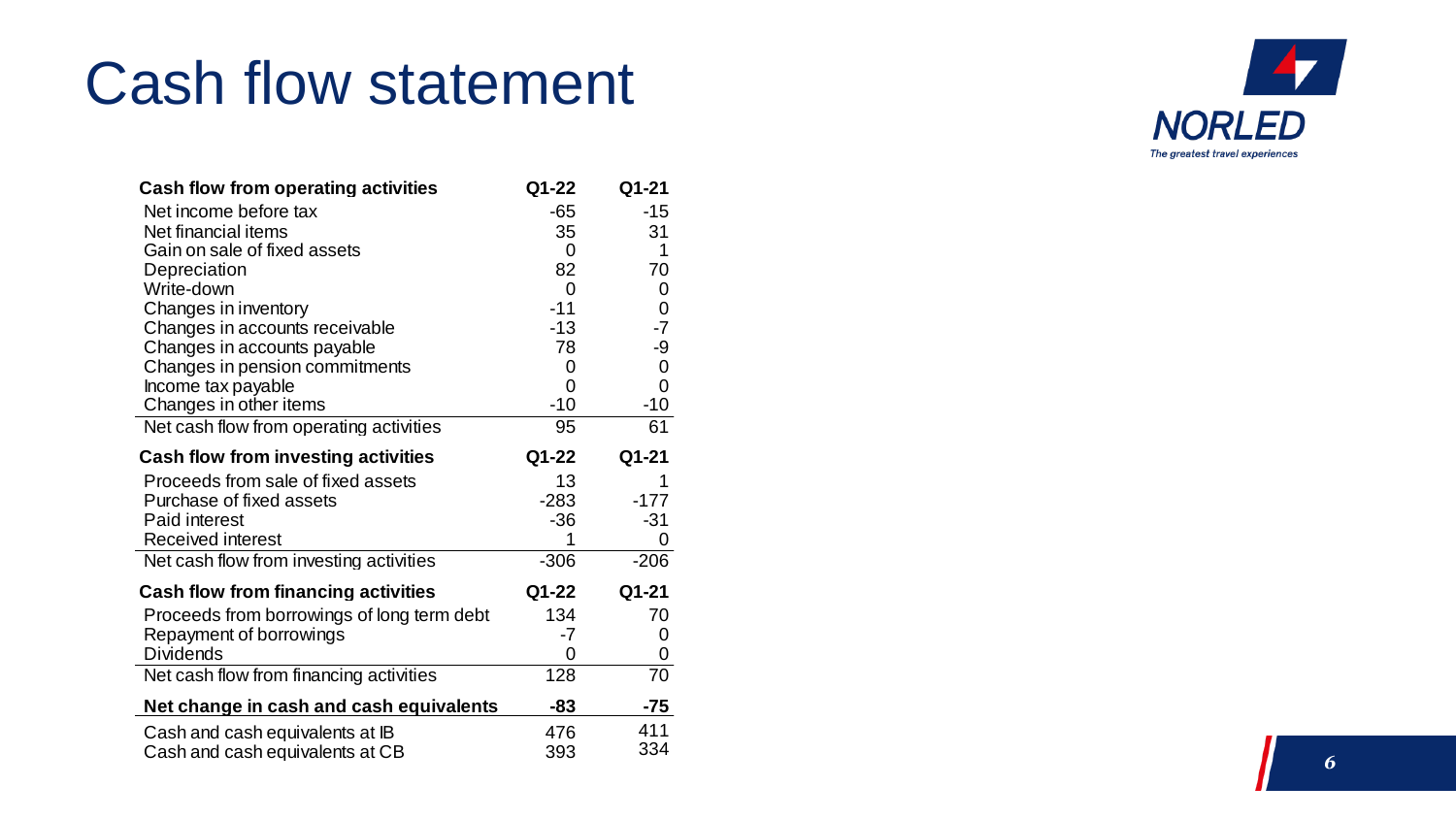# Cash flow statement

NORLED

*The greatest travel experiences*

| Cash flow from operating activities | Q1-22 | Q1-21 |
|---|---|---|
| Net income before tax | -65 | -15 |
| Net financial items | 35 | 31 |
| Gain on sale of fixed assets | 0 | 1 |
| Depreciation | 82 | 70 |
| Write-down | 0 | 0 |
| Changes in inventory | -11 | 0 |
| Changes in accounts receivable | -13 | -7 |
| Changes in accounts payable | 78 | -9 |
| Changes in pension commitments | 0 | 0 |
| Income tax payable | 0 | 0 |
| Changes in other items | -10 | -10 |
| Net cash flow from operating activities | 95 | 61 |
| **Cash flow from investing activities** | **Q1-22** | **Q1-21** |
| Proceeds from sale of fixed assets | 13 | 1 |
| Purchase of fixed assets | -283 | -177 |
| Paid interest | -36 | -31 |
| Received interest | 1 | 0 |
| Net cash flow from investing activities | -306 | -206 |
| **Cash flow from financing activities** | **Q1-22** | **Q1-21** |
| Proceeds from borrowings of long term debt | 134 | 70 |
| Repayment of borrowings | -7 | 0 |
| Dividends | 0 | 0 |
| Net cash flow from financing activities | 128 | 70 |
| **Net change in cash and cash equivalents** | **-83** | **-75** |
| Cash and cash equivalents at IB | 476 | 411 |
| Cash and cash equivalents at CB | 393 | 334 |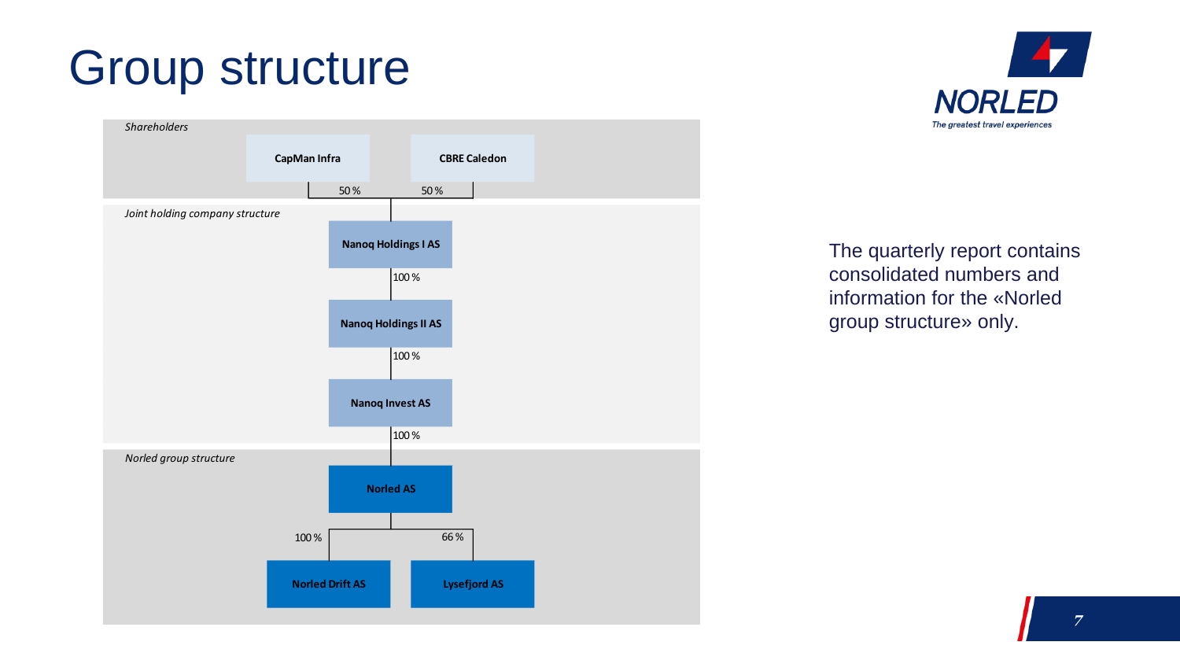# Group structure

NORLED

*The greatest travel experiences*

*Shareholders*

CapMan Infra

CBRE Caledon

50 %

50 %

*Joint holding company structure*

Nanoq Holdings I AS

100 %

Nanoq Holdings II AS

100 %

Nanoq Invest AS

100 %

*Norled group structure*

Norled AS

100 %

66 %

Norled Drift AS

Lysefjord AS

The quarterly report contains consolidated numbers and information for the «Norled group structure» only.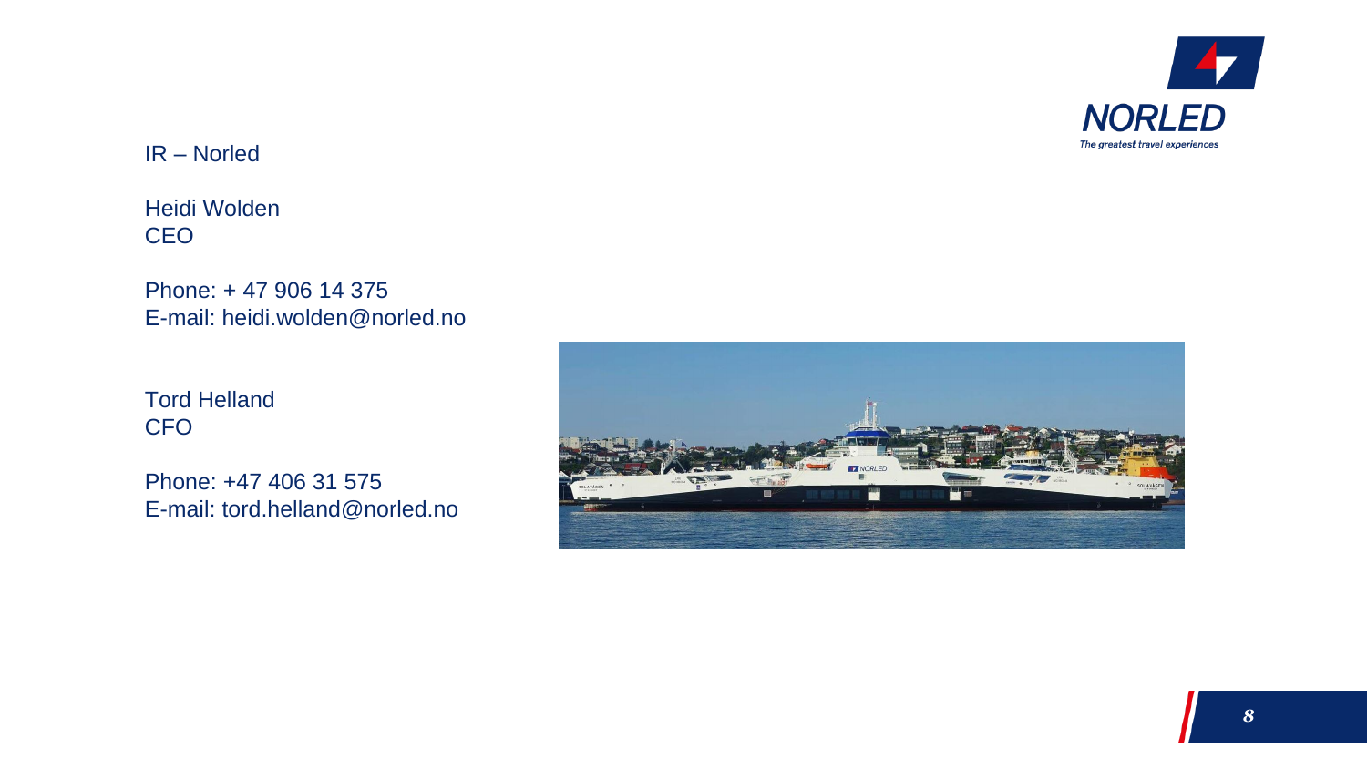IR – Norled

Heidi Wolden
CEO

Phone: + 47 906 14 375
E-mail: heidi.wolden@norled.no

Tord Helland
CFO

Phone: +47 406 31 575
E-mail: tord.helland@norled.no